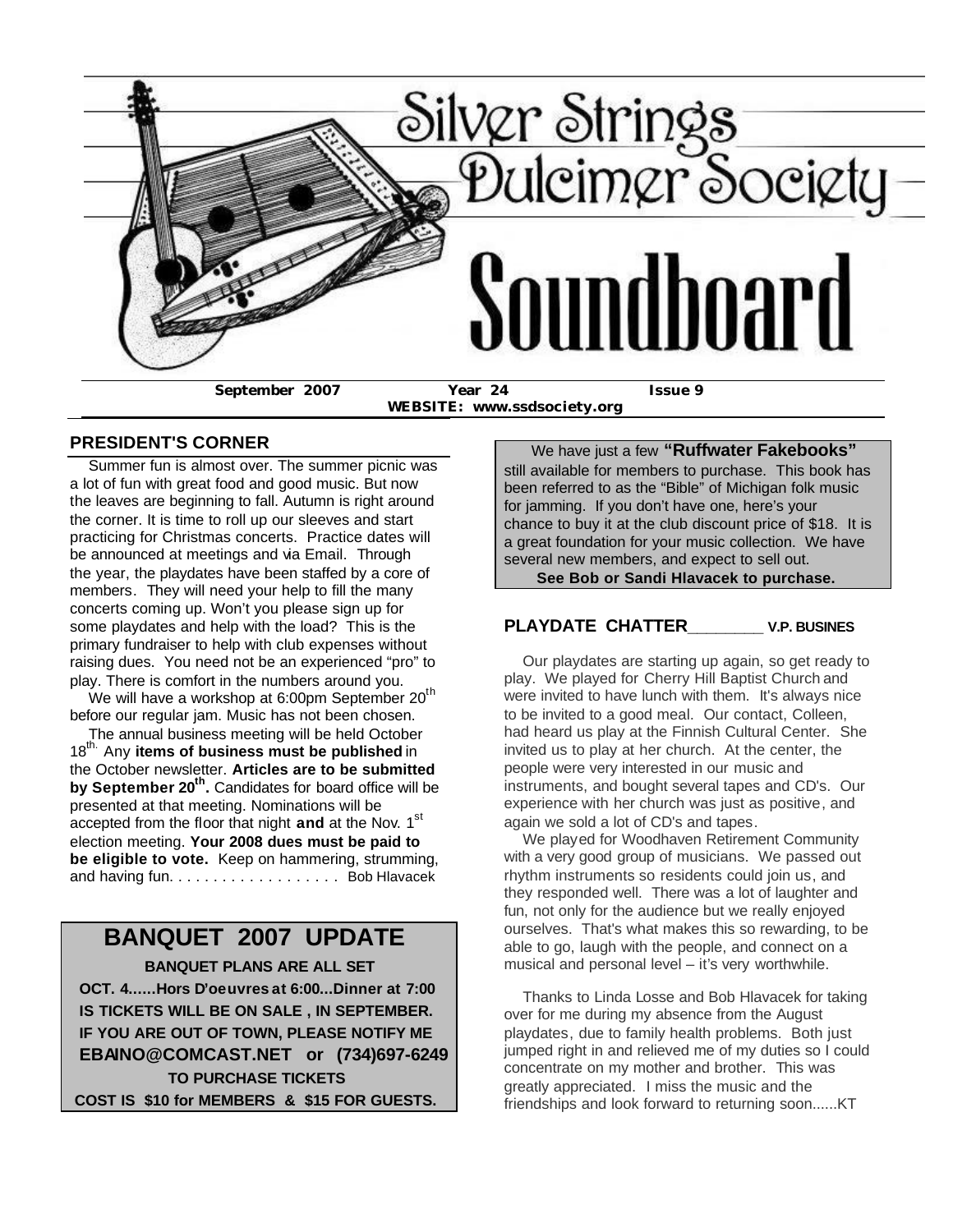# Silver Strings Dulcimer Society

# Soundboard

**September 2007** **Year 24** **Issue 9**

**WEBSITE: www.ssdsociety.org**

## PRESIDENT'S CORNER

Summer fun is almost over. The summer picnic was a lot of fun with great food and good music. But now the leaves are beginning to fall. Autumn is right around the corner. It is time to roll up our sleeves and start practicing for Christmas concerts. Practice dates will be announced at meetings and via Email. Through the year, the playdates have been staffed by a core of members. They will need your help to fill the many concerts coming up. Won't you please sign up for some playdates and help with the load? This is the primary fundraiser to help with club expenses without raising dues. You need not be an experienced "pro" to play. There is comfort in the numbers around you.

We will have a workshop at 6:00pm September 20th before our regular jam. Music has not been chosen.

The annual business meeting will be held October 18th. Any **items of business must be published** in the October newsletter. **Articles are to be submitted by September 20th.** Candidates for board office will be presented at that meeting. Nominations will be accepted from the floor that night **and** at the Nov. 1st election meeting. **Your 2008 dues must be paid to be eligible to vote.** Keep on hammering, strumming, and having fun. . . . . . . . . . . . . . . . . . . Bob Hlavacek

## BANQUET 2007 UPDATE

**BANQUET PLANS ARE ALL SET**

**OCT. 4......Hors D'oeuvres at 6:00...Dinner at 7:00**

**IS TICKETS WILL BE ON SALE , IN SEPTEMBER.**

**IF YOU ARE OUT OF TOWN, PLEASE NOTIFY ME**

**EBAINO@COMCAST.NET or (734)697-6249**

**TO PURCHASE TICKETS**

**COST IS $10 for MEMBERS & $15 FOR GUESTS.**

---

We have just a few **"Ruffwater Fakebooks"** still available for members to purchase. This book has been referred to as the "Bible" of Michigan folk music for jamming. If you don't have one, here's your chance to buy it at the club discount price of $18. It is a great foundation for your music collection. We have several new members, and expect to sell out.

**See Bob or Sandi Hlavacek to purchase.**

## PLAYDATE CHATTER________ V.P. BUSINES

Our playdates are starting up again, so get ready to play. We played for Cherry Hill Baptist Church and were invited to have lunch with them. It's always nice to be invited to a good meal. Our contact, Colleen, had heard us play at the Finnish Cultural Center. She invited us to play at her church. At the center, the people were very interested in our music and instruments, and bought several tapes and CD's. Our experience with her church was just as positive, and again we sold a lot of CD's and tapes.

We played for Woodhaven Retirement Community with a very good group of musicians. We passed out rhythm instruments so residents could join us, and they responded well. There was a lot of laughter and fun, not only for the audience but we really enjoyed ourselves. That's what makes this so rewarding, to be able to go, laugh with the people, and connect on a musical and personal level – it's very worthwhile.

Thanks to Linda Losse and Bob Hlavacek for taking over for me during my absence from the August playdates, due to family health problems. Both just jumped right in and relieved me of my duties so I could concentrate on my mother and brother. This was greatly appreciated. I miss the music and the friendships and look forward to returning soon......KT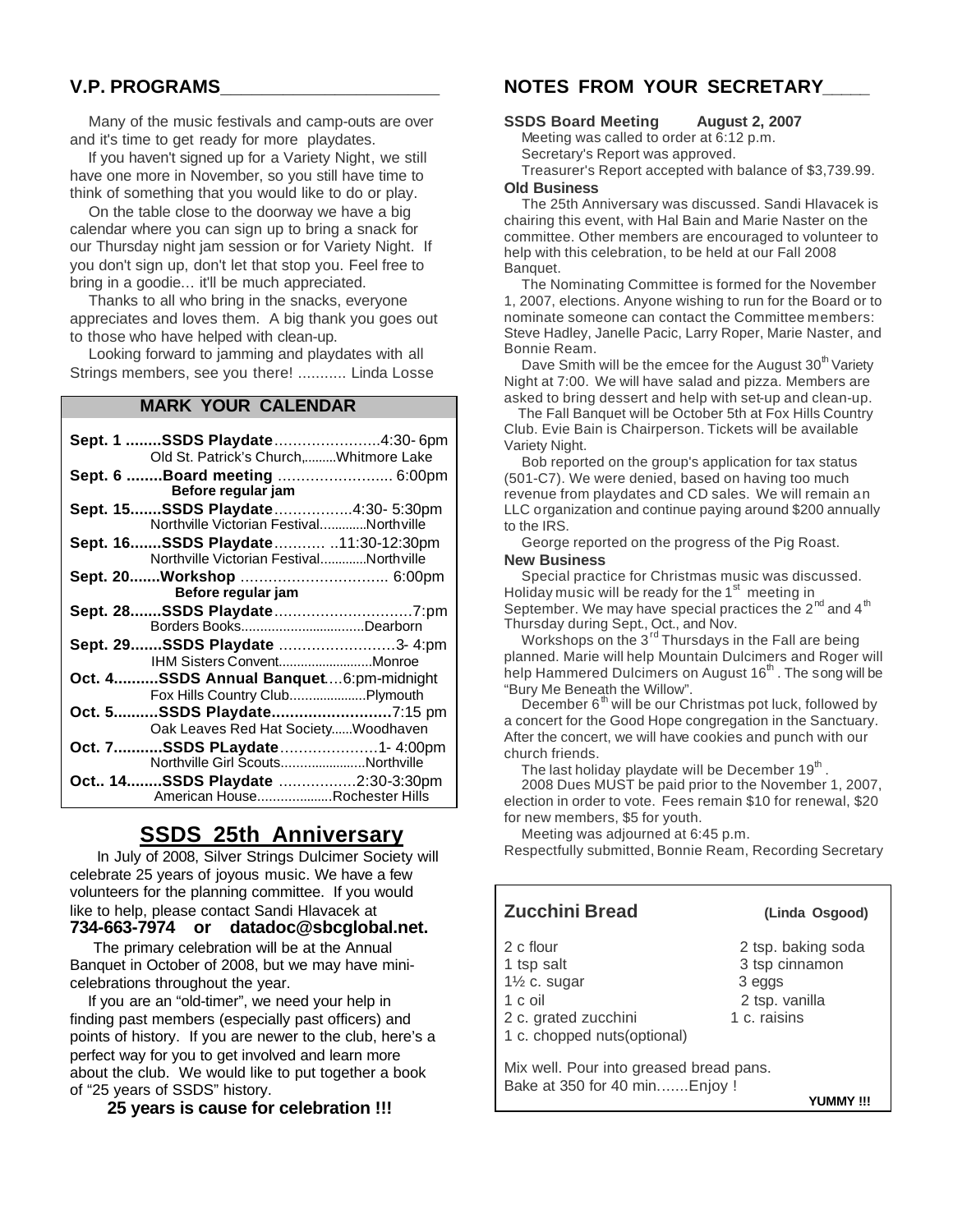## V.P. PROGRAMS

Many of the music festivals and camp-outs are over and it's time to get ready for more playdates.

If you haven't signed up for a Variety Night, we still have one more in November, so you still have time to think of something that you would like to do or play.

On the table close to the doorway we have a big calendar where you can sign up to bring a snack for our Thursday night jam session or for Variety Night. If you don't sign up, don't let that stop you. Feel free to bring in a goodie… it'll be much appreciated.

Thanks to all who bring in the snacks, everyone appreciates and loves them. A big thank you goes out to those who have helped with clean-up.

Looking forward to jamming and playdates with all Strings members, see you there! ........... Linda Losse

### MARK YOUR CALENDAR

**Sept. 1 ........SSDS Playdate**……………….....4:30- 6pm
Old St. Patrick's Church,.........Whitmore Lake

**Sept. 6 ........Board meeting** …………………... 6:00pm
**Before regular jam**

**Sept. 15.......SSDS Playdate**……………..4:30- 5:30pm
Northville Victorian Festival............Northville

**Sept. 16.......SSDS Playdate**……….. ..11:30-12:30pm
Northville Victorian Festival............Northville

**Sept. 20.......Workshop** ………………………….. 6:00pm
**Before regular jam**

**Sept. 28.......SSDS Playdate**…………………………7:pm
Borders Books................................Dearborn

**Sept. 29.......SSDS Playdate** ……………………3- 4:pm
IHM Sisters Convent..........................Monroe

**Oct. 4..........SSDS Annual Banquet**….6:pm-midnight
Fox Hills Country Club....................Plymouth

**Oct. 5..........SSDS Playdate.........................**7:15 pm
Oak Leaves Red Hat Society......Woodhaven

**Oct. 7...........SSDS PLaydate**…………………1- 4:00pm
Northville Girl Scouts.......................Northville

**Oct.. 14........SSDS Playdate** ……………2:30-3:30pm
American House...................Rochester Hills

## SSDS 25th Anniversary

In July of 2008, Silver Strings Dulcimer Society will celebrate 25 years of joyous music. We have a few volunteers for the planning committee. If you would like to help, please contact Sandi Hlavacek at **734-663-7974 or datadoc@sbcglobal.net.**

The primary celebration will be at the Annual Banquet in October of 2008, but we may have mini-celebrations throughout the year.

If you are an "old-timer", we need your help in finding past members (especially past officers) and points of history. If you are newer to the club, here's a perfect way for you to get involved and learn more about the club. We would like to put together a book of "25 years of SSDS" history.

**25 years is cause for celebration !!!**

## NOTES FROM YOUR SECRETARY

**SSDS Board Meeting August 2, 2007**

Meeting was called to order at 6:12 p.m.
Secretary's Report was approved.
Treasurer's Report accepted with balance of $3,739.99.

**Old Business**

The 25th Anniversary was discussed. Sandi Hlavacek is chairing this event, with Hal Bain and Marie Naster on the committee. Other members are encouraged to volunteer to help with this celebration, to be held at our Fall 2008 Banquet.

The Nominating Committee is formed for the November 1, 2007, elections. Anyone wishing to run for the Board or to nominate someone can contact the Committee members: Steve Hadley, Janelle Pacic, Larry Roper, Marie Naster, and Bonnie Ream.

Dave Smith will be the emcee for the August 30th Variety Night at 7:00. We will have salad and pizza. Members are asked to bring dessert and help with set-up and clean-up.

The Fall Banquet will be October 5th at Fox Hills Country Club. Evie Bain is Chairperson. Tickets will be available Variety Night.

Bob reported on the group's application for tax status (501-C7). We were denied, based on having too much revenue from playdates and CD sales. We will remain an LLC organization and continue paying around $200 annually to the IRS.

George reported on the progress of the Pig Roast.

**New Business**

Special practice for Christmas music was discussed. Holiday music will be ready for the 1st meeting in September. We may have special practices the 2nd and 4th Thursday during Sept., Oct., and Nov.

Workshops on the 3rd Thursdays in the Fall are being planned. Marie will help Mountain Dulcimers and Roger will help Hammered Dulcimers on August 16th. The song will be "Bury Me Beneath the Willow".

December 6th will be our Christmas pot luck, followed by a concert for the Good Hope congregation in the Sanctuary. After the concert, we will have cookies and punch with our church friends.

The last holiday playdate will be December 19th.

2008 Dues MUST be paid prior to the November 1, 2007, election in order to vote. Fees remain $10 for renewal, $20 for new members, $5 for youth.

Meeting was adjourned at 6:45 p.m.

Respectfully submitted, Bonnie Ream, Recording Secretary

### Zucchini Bread (Linda Osgood)

| | |
|---|---|
| 2 c flour | 2 tsp. baking soda |
| 1 tsp salt | 3 tsp cinnamon |
| 1½ c. sugar | 3 eggs |
| 1 c oil | 2 tsp. vanilla |
| 2 c. grated zucchini | 1 c. raisins |
| 1 c. chopped nuts(optional) | |

Mix well. Pour into greased bread pans.
Bake at 350 for 40 min.……Enjoy !

**YUMMY !!!**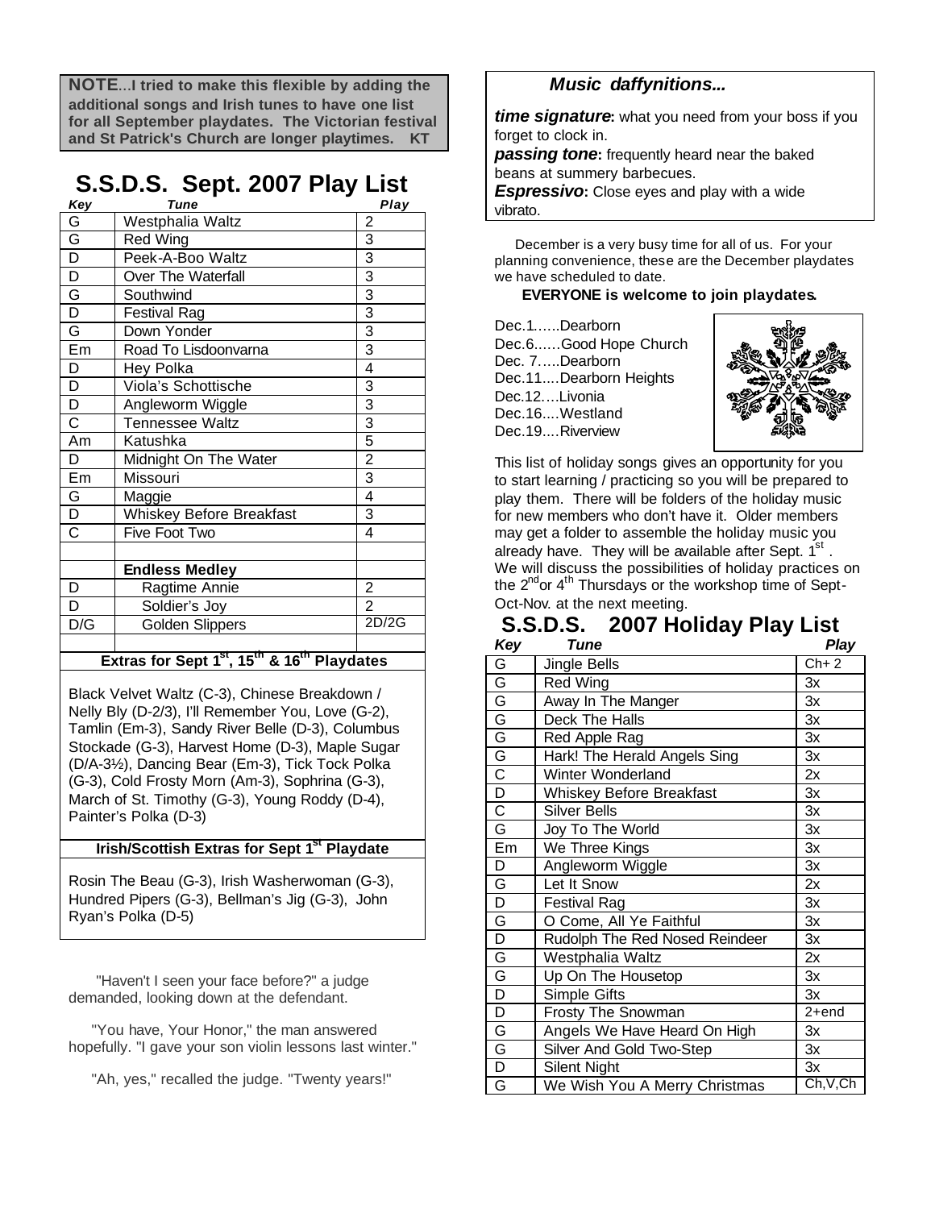**NOTE...I tried to make this flexible by adding the additional songs and Irish tunes to have one list for all September playdates. The Victorian festival and St Patrick's Church are longer playtimes. KT**

## S.S.D.S. Sept. 2007 Play List

| *Key* | *Tune* | *Play* |
|---|---|---|
| G | Westphalia Waltz | 2 |
| G | Red Wing | 3 |
| D | Peek-A-Boo Waltz | 3 |
| D | Over The Waterfall | 3 |
| G | Southwind | 3 |
| D | Festival Rag | 3 |
| G | Down Yonder | 3 |
| Em | Road To Lisdoonvarna | 3 |
| D | Hey Polka | 4 |
| D | Viola's Schottische | 3 |
| D | Angleworm Wiggle | 3 |
| C | Tennessee Waltz | 3 |
| Am | Katushka | 5 |
| D | Midnight On The Water | 2 |
| Em | Missouri | 3 |
| G | Maggie | 4 |
| D | Whiskey Before Breakfast | 3 |
| C | Five Foot Two | 4 |
| | | |
| | **Endless Medley** | |
| D | Ragtime Annie | 2 |
| D | Soldier's Joy | 2 |
| D/G | Golden Slippers | 2D/2G |

**Extras for Sept 1st, 15th & 16th Playdates**

Black Velvet Waltz (C-3), Chinese Breakdown / Nelly Bly (D-2/3), I'll Remember You, Love (G-2), Tamlin (Em-3), Sandy River Belle (D-3), Columbus Stockade (G-3), Harvest Home (D-3), Maple Sugar (D/A-3½), Dancing Bear (Em-3), Tick Tock Polka (G-3), Cold Frosty Morn (Am-3), Sophrina (G-3), March of St. Timothy (G-3), Young Roddy (D-4), Painter's Polka (D-3)

**Irish/Scottish Extras for Sept 1st Playdate**

Rosin The Beau (G-3), Irish Washerwoman (G-3), Hundred Pipers (G-3), Bellman's Jig (G-3), John Ryan's Polka (D-5)

"Haven't I seen your face before?" a judge demanded, looking down at the defendant.

"You have, Your Honor," the man answered hopefully. "I gave your son violin lessons last winter."

"Ah, yes," recalled the judge. "Twenty years!"

### *Music daffynitions...*

***time signature*****:** what you need from your boss if you forget to clock in.

***passing tone*****:** frequently heard near the baked beans at summery barbecues.

***Espressivo*****:** Close eyes and play with a wide vibrato.

December is a very busy time for all of us. For your planning convenience, these are the December playdates we have scheduled to date.

**EVERYONE is welcome to join playdates.**

Dec.1......Dearborn
Dec.6......Good Hope Church
Dec. 7.....Dearborn
Dec.11....Dearborn Heights
Dec.12....Livonia
Dec.16....Westland
Dec.19....Riverview

This list of holiday songs gives an opportunity for you to start learning / practicing so you will be prepared to play them. There will be folders of the holiday music for new members who don't have it. Older members may get a folder to assemble the holiday music you already have. They will be available after Sept. 1st. We will discuss the possibilities of holiday practices on the 2nd or 4th Thursdays or the workshop time of Sept-Oct-Nov. at the next meeting.

## S.S.D.S. 2007 Holiday Play List

| *Key* | *Tune* | *Play* |
|---|---|---|
| G | Jingle Bells | Ch+ 2 |
| G | Red Wing | 3x |
| G | Away In The Manger | 3x |
| G | Deck The Halls | 3x |
| G | Red Apple Rag | 3x |
| G | Hark! The Herald Angels Sing | 3x |
| C | Winter Wonderland | 2x |
| D | Whiskey Before Breakfast | 3x |
| C | Silver Bells | 3x |
| G | Joy To The World | 3x |
| Em | We Three Kings | 3x |
| D | Angleworm Wiggle | 3x |
| G | Let It Snow | 2x |
| D | Festival Rag | 3x |
| G | O Come, All Ye Faithful | 3x |
| D | Rudolph The Red Nosed Reindeer | 3x |
| G | Westphalia Waltz | 2x |
| G | Up On The Housetop | 3x |
| D | Simple Gifts | 3x |
| D | Frosty The Snowman | 2+end |
| G | Angels We Have Heard On High | 3x |
| G | Silver And Gold Two-Step | 3x |
| D | Silent Night | 3x |
| G | We Wish You A Merry Christmas | Ch,V,Ch |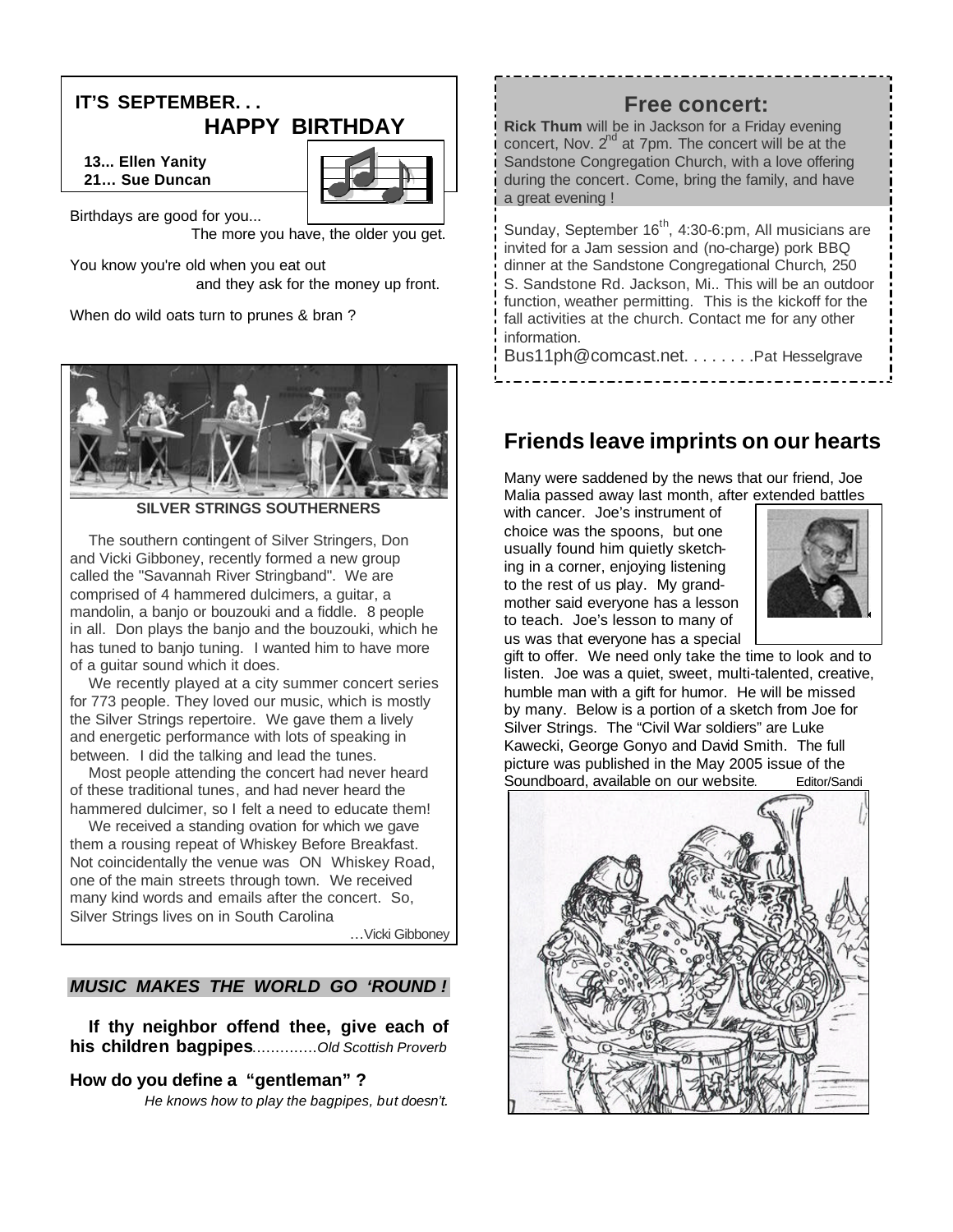## IT'S SEPTEMBER. . .

### HAPPY BIRTHDAY

**13... Ellen Yanity**
**21… Sue Duncan**

Birthdays are good for you...
The more you have, the older you get.

You know you're old when you eat out
and they ask for the money up front.

When do wild oats turn to prunes & bran ?

**SILVER STRINGS SOUTHERNERS**

The southern contingent of Silver Stringers, Don and Vicki Gibboney, recently formed a new group called the "Savannah River Stringband". We are comprised of 4 hammered dulcimers, a guitar, a mandolin, a banjo or bouzouki and a fiddle. 8 people in all. Don plays the banjo and the bouzouki, which he has tuned to banjo tuning. I wanted him to have more of a guitar sound which it does.

We recently played at a city summer concert series for 773 people. They loved our music, which is mostly the Silver Strings repertoire. We gave them a lively and energetic performance with lots of speaking in between. I did the talking and lead the tunes.

Most people attending the concert had never heard of these traditional tunes, and had never heard the hammered dulcimer, so I felt a need to educate them!

We received a standing ovation for which we gave them a rousing repeat of Whiskey Before Breakfast. Not coincidentally the venue was ON Whiskey Road, one of the main streets through town. We received many kind words and emails after the concert. So, Silver Strings lives on in South Carolina

…Vicki Gibboney

***MUSIC MAKES THE WORLD GO 'ROUND !***

**If thy neighbor offend thee, give each of his children bagpipes**.............*Old Scottish Proverb*

**How do you define a "gentleman" ?**
*He knows how to play the bagpipes, but doesn't.*

## Free concert:

**Rick Thum** will be in Jackson for a Friday evening concert, Nov. 2nd at 7pm. The concert will be at the Sandstone Congregation Church, with a love offering during the concert. Come, bring the family, and have a great evening !

Sunday, September 16th, 4:30-6:pm, All musicians are invited for a Jam session and (no-charge) pork BBQ dinner at the Sandstone Congregational Church, 250 S. Sandstone Rd. Jackson, Mi.. This will be an outdoor function, weather permitting. This is the kickoff for the fall activities at the church. Contact me for any other information.

Bus11ph@comcast.net. . . . . . . .Pat Hesselgrave

## Friends leave imprints on our hearts

Many were saddened by the news that our friend, Joe Malia passed away last month, after extended battles with cancer. Joe's instrument of choice was the spoons, but one usually found him quietly sketching in a corner, enjoying listening to the rest of us play. My grandmother said everyone has a lesson to teach. Joe's lesson to many of us was that everyone has a special gift to offer. We need only take the time to look and to listen. Joe was a quiet, sweet, multi-talented, creative, humble man with a gift for humor. He will be missed by many. Below is a portion of a sketch from Joe for Silver Strings. The "Civil War soldiers" are Luke Kawecki, George Gonyo and David Smith. The full picture was published in the May 2005 issue of the Soundboard, available on our website. Editor/Sandi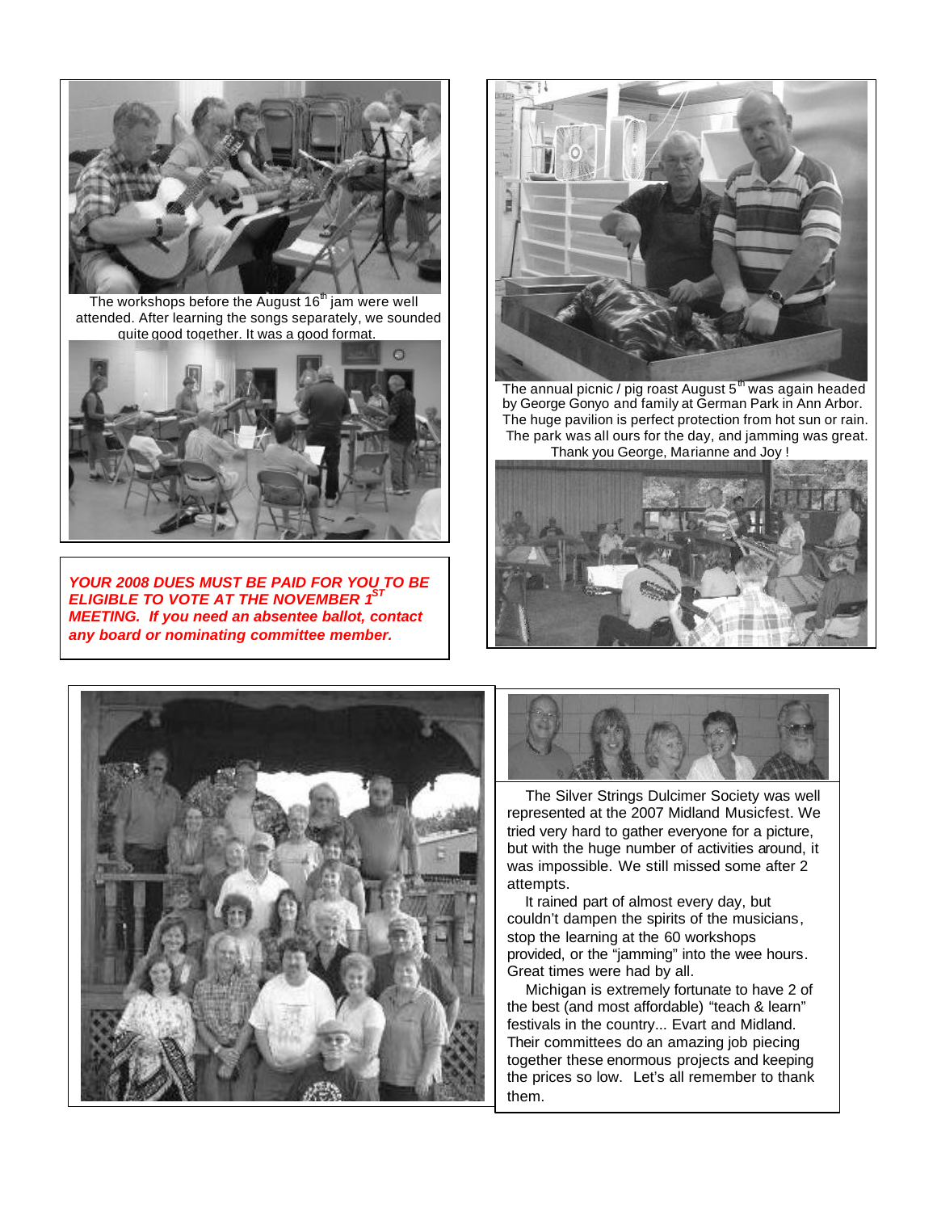The workshops before the August 16th jam were well attended. After learning the songs separately, we sounded quite good together. It was a good format.

***YOUR 2008 DUES MUST BE PAID FOR YOU TO BE ELIGIBLE TO VOTE AT THE NOVEMBER 1ST MEETING. If you need an absentee ballot, contact any board or nominating committee member.***

The annual picnic / pig roast August 5th was again headed by George Gonyo and family at German Park in Ann Arbor. The huge pavilion is perfect protection from hot sun or rain. The park was all ours for the day, and jamming was great. Thank you George, Marianne and Joy !

The Silver Strings Dulcimer Society was well represented at the 2007 Midland Musicfest. We tried very hard to gather everyone for a picture, but with the huge number of activities around, it was impossible. We still missed some after 2 attempts.

It rained part of almost every day, but couldn't dampen the spirits of the musicians, stop the learning at the 60 workshops provided, or the "jamming" into the wee hours. Great times were had by all.

Michigan is extremely fortunate to have 2 of the best (and most affordable) "teach & learn" festivals in the country... Evart and Midland. Their committees do an amazing job piecing together these enormous projects and keeping the prices so low. Let's all remember to thank them.